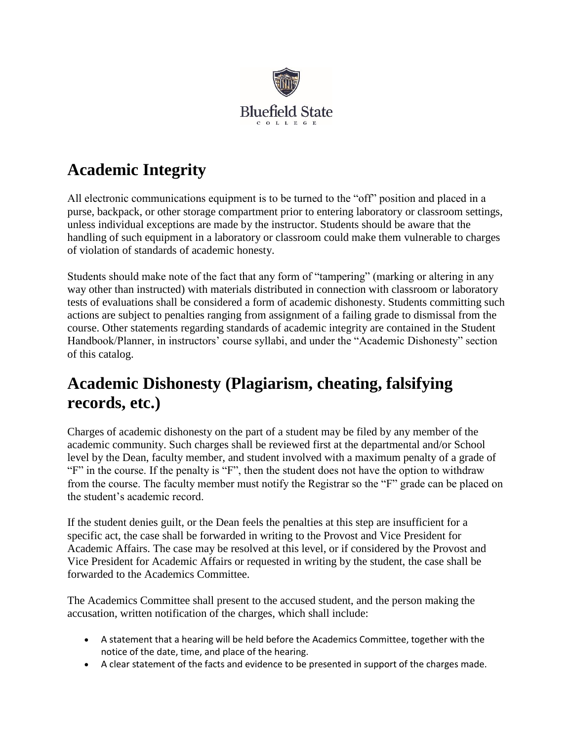Bluefield State College

## Academic Integrity

All electronic communications equipment is to be turned to the "off" position and placed in a purse, backpack, or other storage compartment prior to entering laboratory or classroom settings, unless individual exceptions are made by the instructor. Students should be aware that the handling of such equipment in a laboratory or classroom could make them vulnerable to charges of violation of standards of academic honesty.

Students should make note of the fact that any form of "tampering" (marking or altering in any way other than instructed) with materials distributed in connection with classroom or laboratory tests of evaluations shall be considered a form of academic dishonesty. Students committing such actions are subject to penalties ranging from assignment of a failing grade to dismissal from the course. Other statements regarding standards of academic integrity are contained in the Student Handbook/Planner, in instructors' course syllabi, and under the "Academic Dishonesty" section of this catalog.

## Academic Dishonesty (Plagiarism, cheating, falsifying records, etc.)

Charges of academic dishonesty on the part of a student may be filed by any member of the academic community. Such charges shall be reviewed first at the departmental and/or School level by the Dean, faculty member, and student involved with a maximum penalty of a grade of "F" in the course. If the penalty is "F", then the student does not have the option to withdraw from the course. The faculty member must notify the Registrar so the "F" grade can be placed on the student's academic record.

If the student denies guilt, or the Dean feels the penalties at this step are insufficient for a specific act, the case shall be forwarded in writing to the Provost and Vice President for Academic Affairs. The case may be resolved at this level, or if considered by the Provost and Vice President for Academic Affairs or requested in writing by the student, the case shall be forwarded to the Academics Committee.

The Academics Committee shall present to the accused student, and the person making the accusation, written notification of the charges, which shall include:

- A statement that a hearing will be held before the Academics Committee, together with the notice of the date, time, and place of the hearing.
- A clear statement of the facts and evidence to be presented in support of the charges made.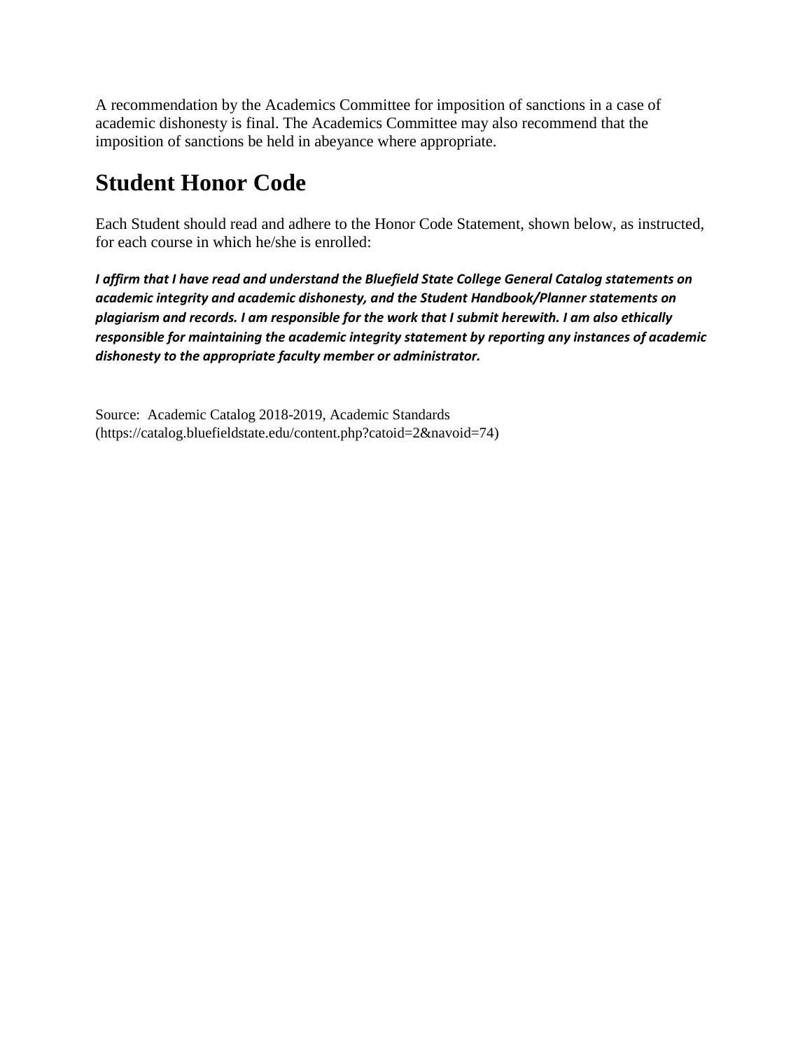A recommendation by the Academics Committee for imposition of sanctions in a case of academic dishonesty is final. The Academics Committee may also recommend that the imposition of sanctions be held in abeyance where appropriate.

## Student Honor Code

Each Student should read and adhere to the Honor Code Statement, shown below, as instructed, for each course in which he/she is enrolled:

***I affirm that I have read and understand the Bluefield State College General Catalog statements on academic integrity and academic dishonesty, and the Student Handbook/Planner statements on plagiarism and records. I am responsible for the work that I submit herewith. I am also ethically responsible for maintaining the academic integrity statement by reporting any instances of academic dishonesty to the appropriate faculty member or administrator.***

Source: Academic Catalog 2018-2019, Academic Standards (https://catalog.bluefieldstate.edu/content.php?catoid=2&navoid=74)